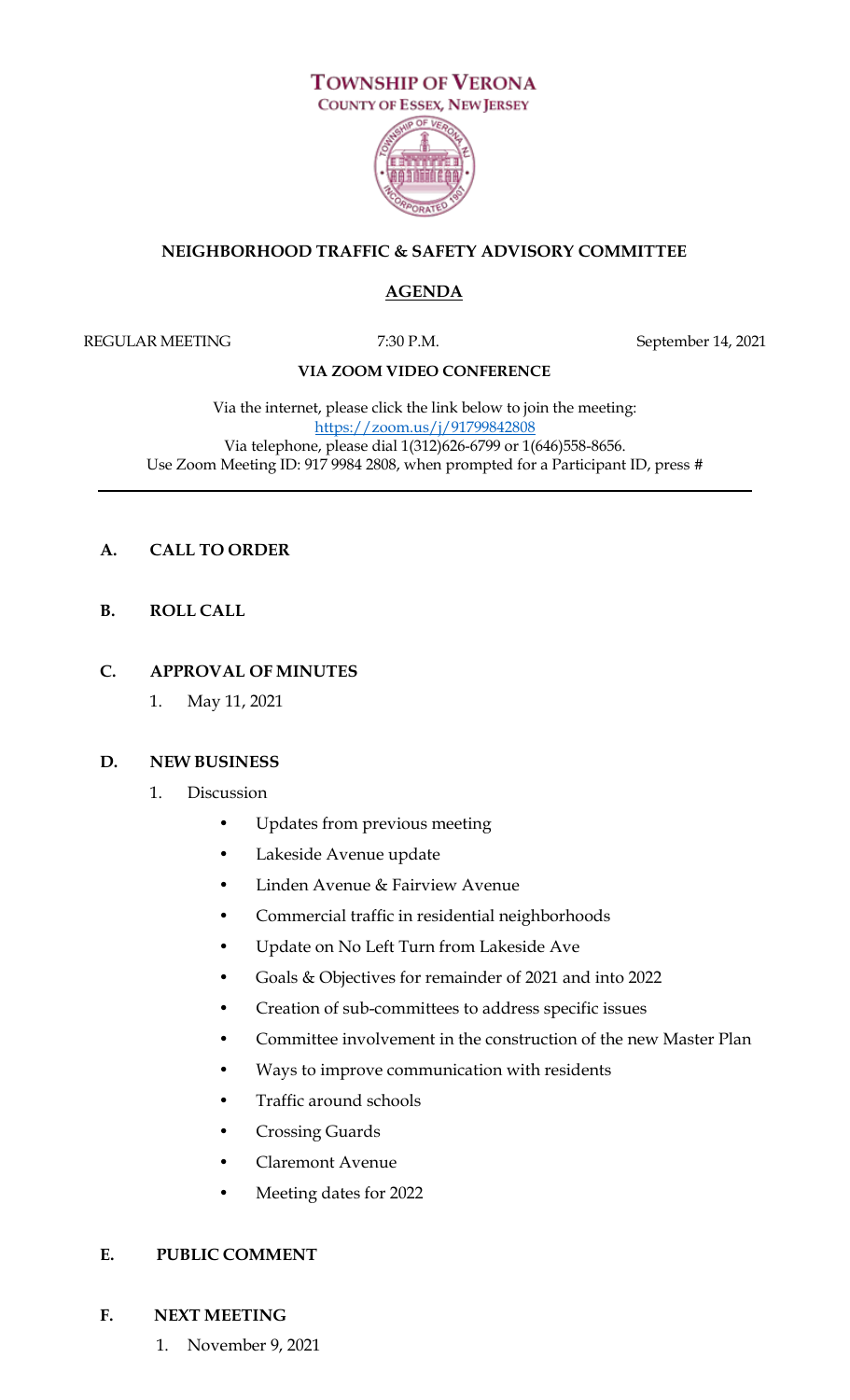# TOWNSHIP OF VERONA

COUNTY OF ESSEX, NEW JERSEY

## NEIGHBORHOOD TRAFFIC & SAFETY ADVISORY COMMITTEE

## AGENDA

REGULAR MEETING 7:30 P.M. September 14, 2021

**VIA ZOOM VIDEO CONFERENCE**

Via the internet, please click the link below to join the meeting:
https://zoom.us/j/91799842808
Via telephone, please dial 1(312)626-6799 or 1(646)558-8656.
Use Zoom Meeting ID: 917 9984 2808, when prompted for a Participant ID, press #

---

**A. CALL TO ORDER**

**B. ROLL CALL**

**C. APPROVAL OF MINUTES**

1. May 11, 2021

**D. NEW BUSINESS**

1. Discussion
   - Updates from previous meeting
   - Lakeside Avenue update
   - Linden Avenue & Fairview Avenue
   - Commercial traffic in residential neighborhoods
   - Update on No Left Turn from Lakeside Ave
   - Goals & Objectives for remainder of 2021 and into 2022
   - Creation of sub-committees to address specific issues
   - Committee involvement in the construction of the new Master Plan
   - Ways to improve communication with residents
   - Traffic around schools
   - Crossing Guards
   - Claremont Avenue
   - Meeting dates for 2022

**E. PUBLIC COMMENT**

**F. NEXT MEETING**

1. November 9, 2021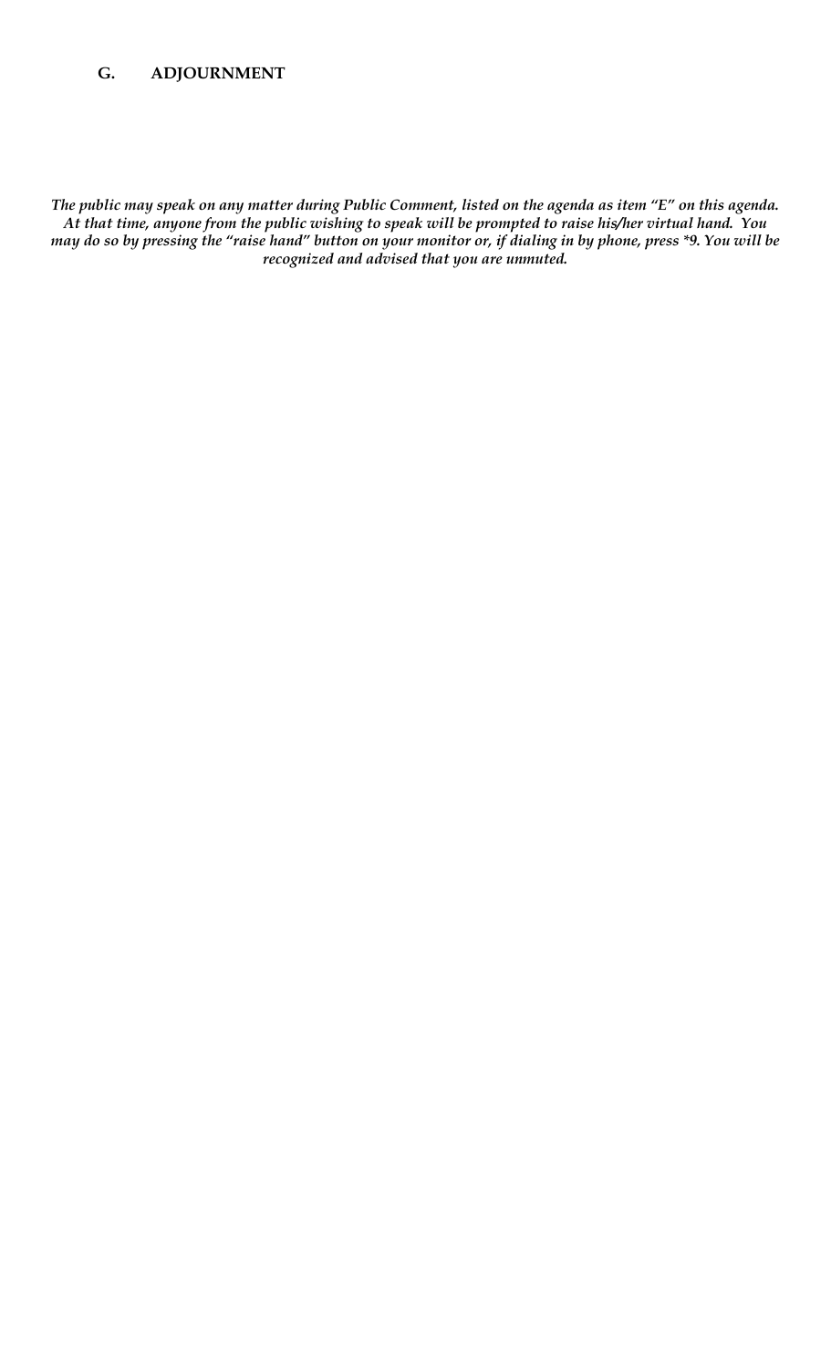## G. ADJOURNMENT

***The public may speak on any matter during Public Comment, listed on the agenda as item "E" on this agenda. At that time, anyone from the public wishing to speak will be prompted to raise his/her virtual hand. You may do so by pressing the "raise hand" button on your monitor or, if dialing in by phone, press *9. You will be recognized and advised that you are unmuted.***